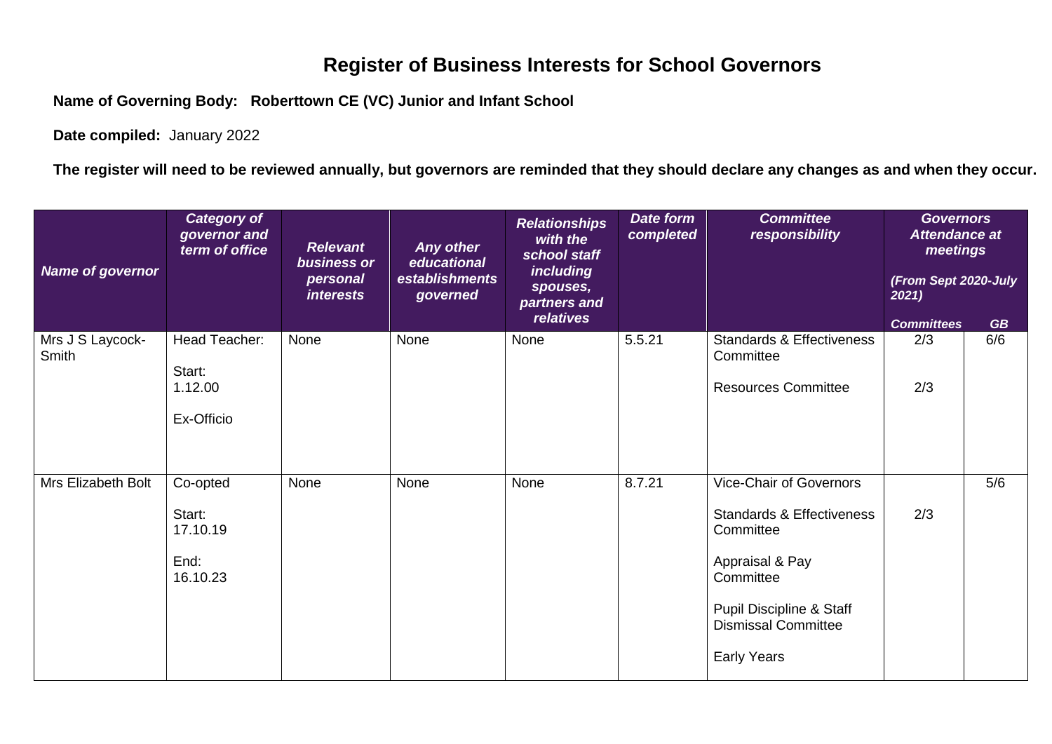# Register of Business Interests for School Governors

**Name of Governing Body: Roberttown CE (VC) Junior and Infant School**

**Date compiled:** January 2022

**The register will need to be reviewed annually, but governors are reminded that they should declare any changes as and when they occur.**

| *Name of governor* | *Category of governor and term of office* | *Relevant business or personal interests* | *Any other educational establishments governed* | *Relationships with the school staff including spouses, partners and relatives* | *Date form completed* | *Committee responsibility* | *Governors Attendance at meetings (From Sept 2020-July 2021)* | |
|---|---|---|---|---|---|---|---|---|
| | | | | | | | *Committees* | *GB* |
| Mrs J S Laycock-Smith | Head Teacher: Start: 1.12.00 Ex-Officio | None | None | None | 5.5.21 | Standards & Effectiveness Committee<br>Resources Committee | 2/3<br>2/3 | 6/6 |
| Mrs Elizabeth Bolt | Co-opted Start: 17.10.19 End: 16.10.23 | None | None | None | 8.7.21 | Vice-Chair of Governors<br>Standards & Effectiveness Committee<br>Appraisal & Pay Committee<br>Pupil Discipline & Staff Dismissal Committee<br>Early Years | 2/3 | 5/6 |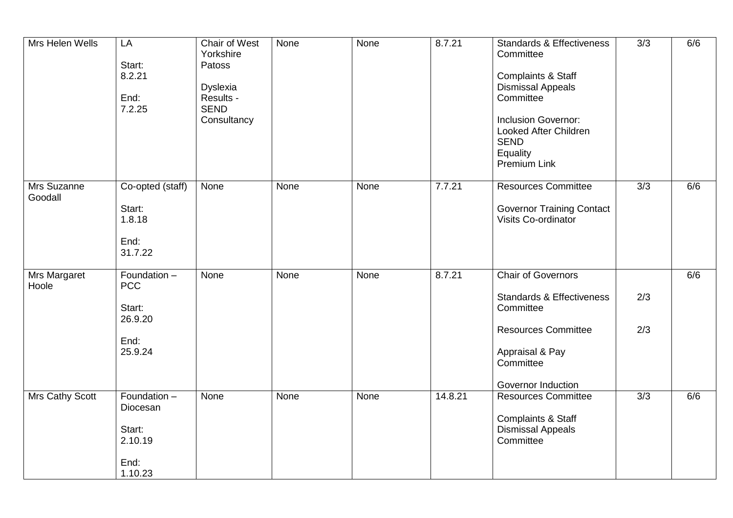| | | | | | | | | |
|---|---|---|---|---|---|---|---|---|
| Mrs Helen Wells | LA<br><br>Start:<br>8.2.21<br><br>End:<br>7.2.25 | Chair of West Yorkshire Patoss<br><br>Dyslexia Results - SEND Consultancy | None | None | 8.7.21 | Standards & Effectiveness Committee<br><br>Complaints & Staff Dismissal Appeals Committee<br><br>Inclusion Governor:<br>Looked After Children<br>SEND<br>Equality<br>Premium Link | 3/3 | 6/6 |
| Mrs Suzanne Goodall | Co-opted (staff)<br><br>Start:<br>1.8.18<br><br>End:<br>31.7.22 | None | None | None | 7.7.21 | Resources Committee<br><br>Governor Training Contact Visits Co-ordinator | 3/3 | 6/6 |
| Mrs Margaret Hoole | Foundation – PCC<br><br>Start:<br>26.9.20<br><br>End:<br>25.9.24 | None | None | None | 8.7.21 | Chair of Governors<br><br>Standards & Effectiveness Committee<br><br>Resources Committee<br><br>Appraisal & Pay Committee<br><br>Governor Induction | <br><br>2/3<br><br>2/3 | 6/6 |
| Mrs Cathy Scott | Foundation – Diocesan<br><br>Start:<br>2.10.19<br><br>End:<br>1.10.23 | None | None | None | 14.8.21 | Resources Committee<br><br>Complaints & Staff Dismissal Appeals Committee | 3/3 | 6/6 |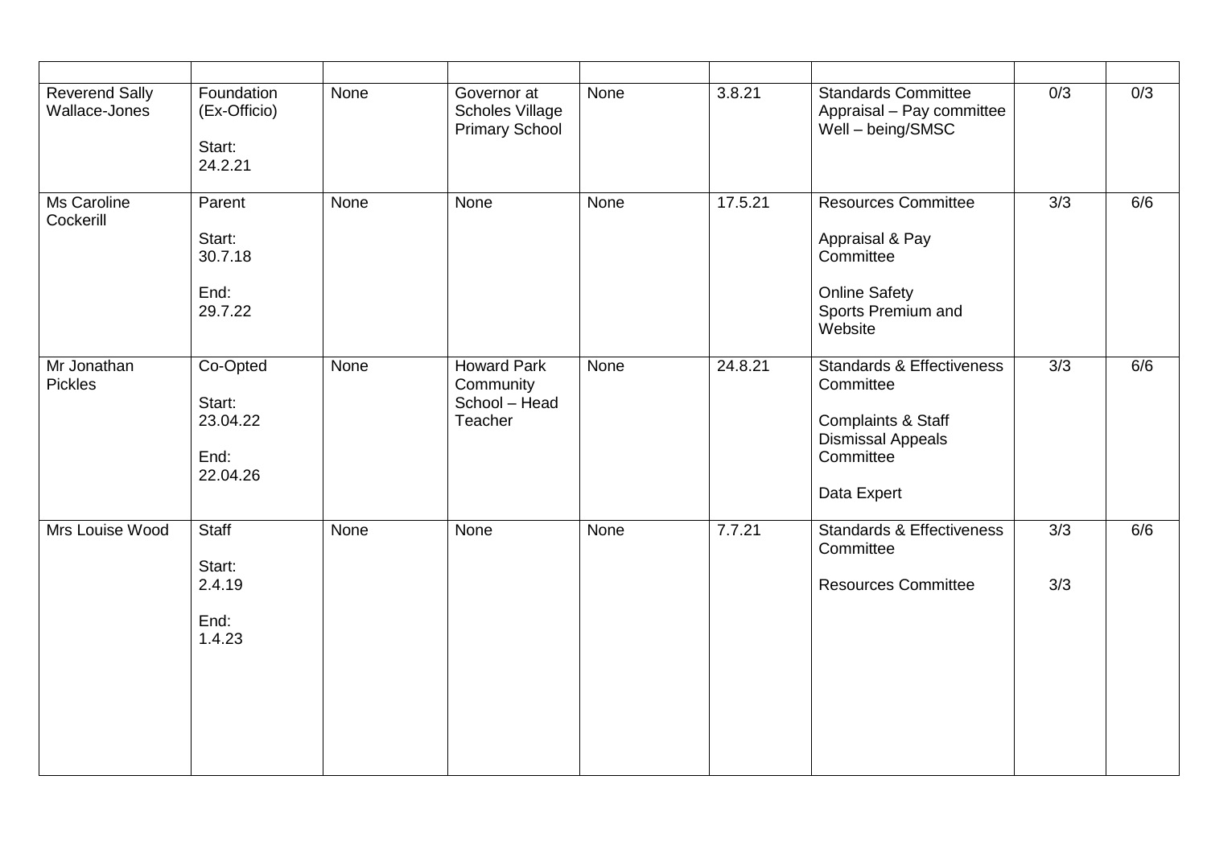| | | | | | | | | |
|---|---|---|---|---|---|---|---|---|
| Reverend Sally Wallace-Jones | Foundation (Ex-Officio)<br><br>Start:<br>24.2.21 | None | Governor at Scholes Village Primary School | None | 3.8.21 | Standards Committee<br>Appraisal – Pay committee<br>Well – being/SMSC | 0/3 | 0/3 |
| Ms Caroline Cockerill | Parent<br><br>Start:<br>30.7.18<br><br>End:<br>29.7.22 | None | None | None | 17.5.21 | Resources Committee<br><br>Appraisal & Pay Committee<br><br>Online Safety<br>Sports Premium and Website | 3/3 | 6/6 |
| Mr Jonathan Pickles | Co-Opted<br><br>Start:<br>23.04.22<br><br>End:<br>22.04.26 | None | Howard Park Community School – Head Teacher | None | 24.8.21 | Standards & Effectiveness Committee<br><br>Complaints & Staff Dismissal Appeals Committee<br><br>Data Expert | 3/3 | 6/6 |
| Mrs Louise Wood | Staff<br><br>Start:<br>2.4.19<br><br>End:<br>1.4.23 | None | None | None | 7.7.21 | Standards & Effectiveness Committee<br><br>Resources Committee | 3/3<br><br>3/3 | 6/6 |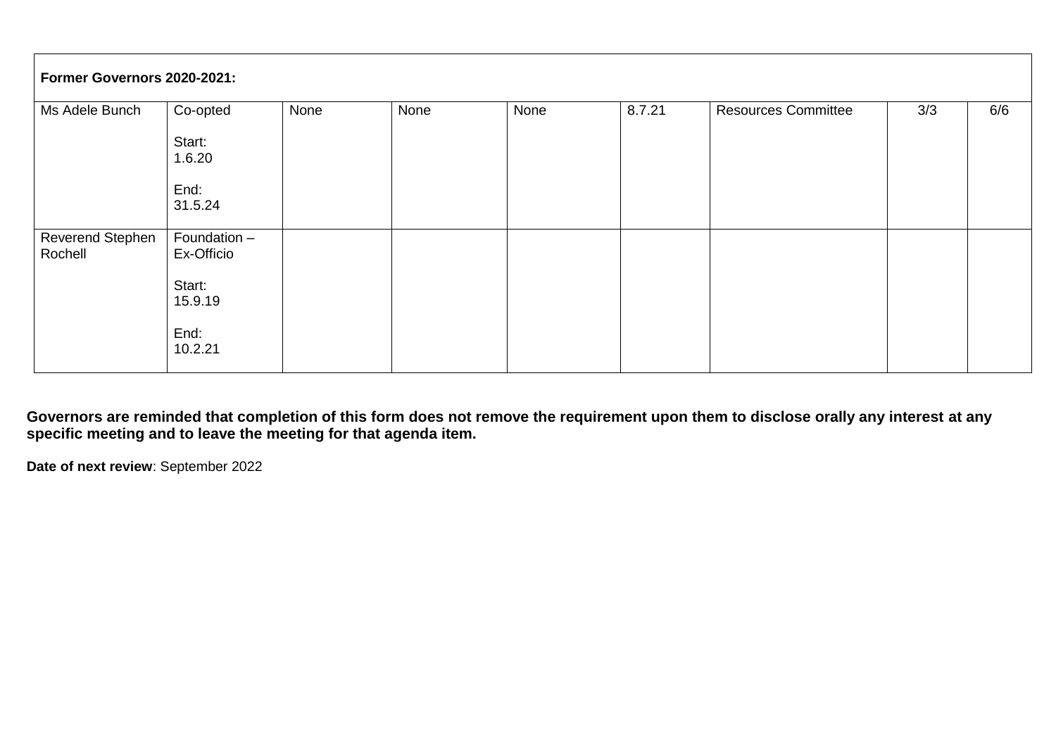| | | | | | | | | |
|---|---|---|---|---|---|---|---|---|
| **Former Governors 2020-2021:** | | | | | | | | |
| Ms Adele Bunch | Co-opted<br><br>Start:<br>1.6.20<br><br>End:<br>31.5.24 | None | None | None | 8.7.21 | Resources Committee | 3/3 | 6/6 |
| Reverend Stephen Rochell | Foundation – Ex-Officio<br><br>Start:<br>15.9.19<br><br>End:<br>10.2.21 | | | | | | | |

**Governors are reminded that completion of this form does not remove the requirement upon them to disclose orally any interest at any specific meeting and to leave the meeting for that agenda item.**

**Date of next review**: September 2022